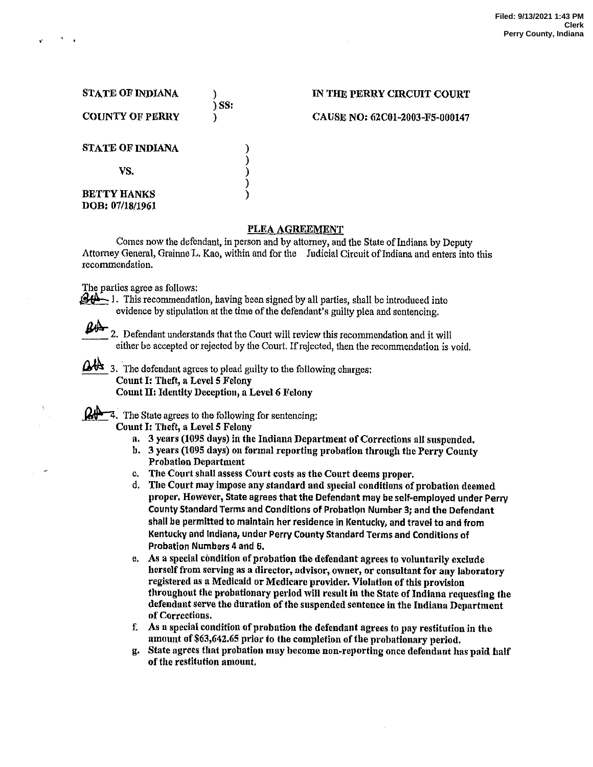Filed: 9/13/2021 1:43 PM
Clerk
Perry County, Indiana

| | | |
|---|---|---|
| **STATE OF INDIANA** | ) | **IN THE PERRY CIRCUIT COURT** |
| | ) SS: | |
| **COUNTY OF PERRY** | ) | **CAUSE NO: 62C01-2003-F5-000147** |

**STATE OF INDIANA** )
)
**VS.** )
)
**BETTY HANKS** )
**DOB: 07/18/1961**

## PLEA AGREEMENT

Comes now the defendant, in person and by attorney, and the State of Indiana by Deputy Attorney General, Grainne L. Kao, within and for the Judicial Circuit of Indiana and enters into this recommendation.

The parties agree as follows:

BH 1. This recommendation, having been signed by all parties, shall be introduced into evidence by stipulation at the time of the defendant's guilty plea and sentencing.

BH 2. Defendant understands that the Court will review this recommendation and it will either be accepted or rejected by the Court. If rejected, then the recommendation is void.

BH 3. The defendant agrees to plead guilty to the following charges:
**Count I: Theft, a Level 5 Felony**
**Count II: Identity Deception, a Level 6 Felony**

BH 4. The State agrees to the following for sentencing:
**Count I: Theft, a Level 5 Felony**

a. **3 years (1095 days) in the Indiana Department of Corrections all suspended.**
b. **3 years (1095 days) on formal reporting probation through the Perry County Probation Department**
c. **The Court shall assess Court costs as the Court deems proper.**
d. **The Court may impose any standard and special conditions of probation deemed proper. However, State agrees that the Defendant may be self-employed under Perry County Standard Terms and Conditions of Probation Number 3; and the Defendant shall be permitted to maintain her residence in Kentucky, and travel to and from Kentucky and Indiana, under Perry County Standard Terms and Conditions of Probation Numbers 4 and 6.**
e. **As a special condition of probation the defendant agrees to voluntarily exclude herself from serving as a director, advisor, owner, or consultant for any laboratory registered as a Medicaid or Medicare provider. Violation of this provision throughout the probationary period will result in the State of Indiana requesting the defendant serve the duration of the suspended sentence in the Indiana Department of Corrections.**
f. **As a special condition of probation the defendant agrees to pay restitution in the amount of $63,642.65 prior to the completion of the probationary period.**
g. **State agrees that probation may become non-reporting once defendant has paid half of the restitution amount.**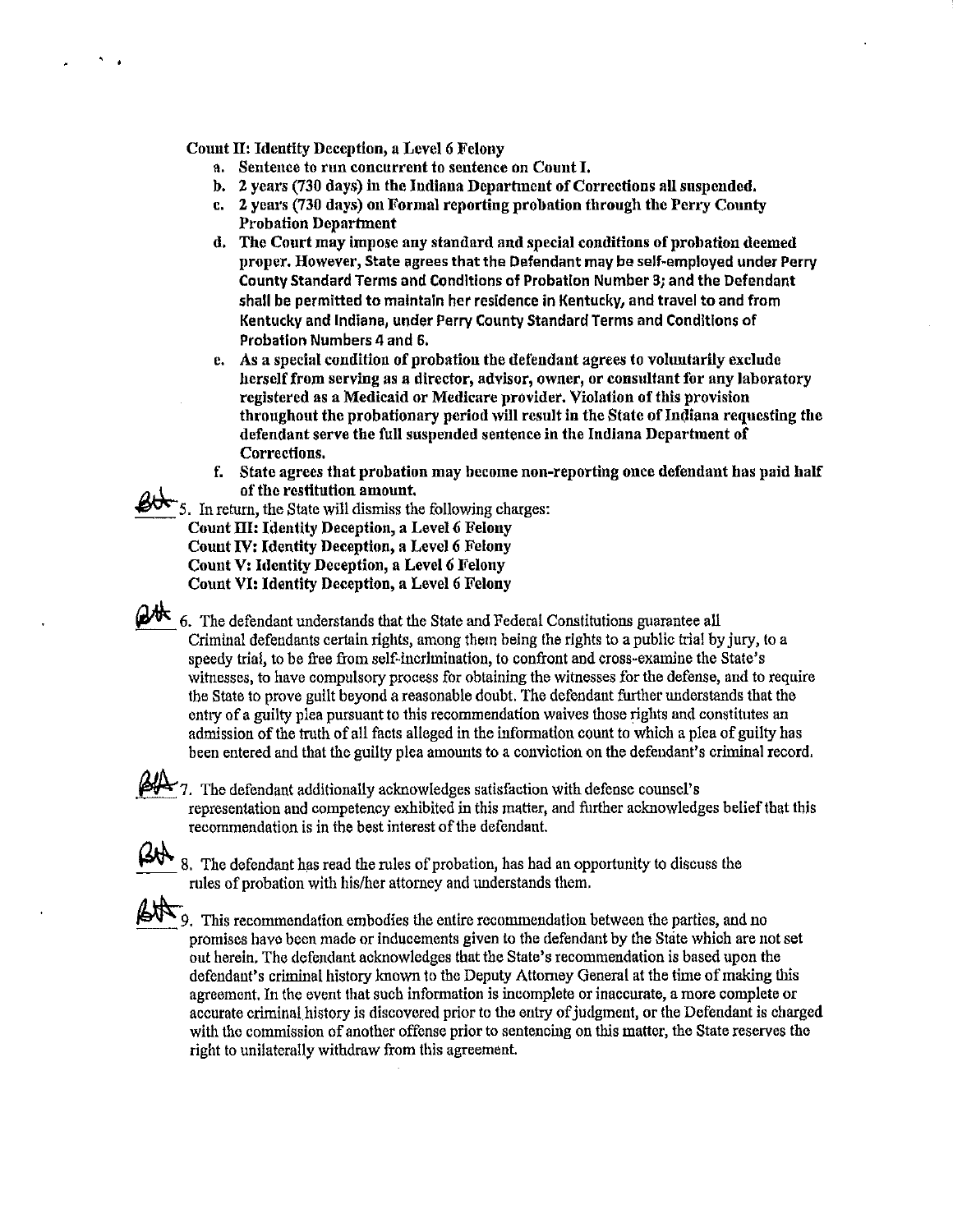**Count II: Identity Deception, a Level 6 Felony**

a. **Sentence to run concurrent to sentence on Count I.**
b. **2 years (730 days) in the Indiana Department of Corrections all suspended.**
c. **2 years (730 days) on Formal reporting probation through the Perry County Probation Department**
d. **The Court may impose any standard and special conditions of probation deemed proper. However, State agrees that the Defendant may be self-employed under Perry County Standard Terms and Conditions of Probation Number 3; and the Defendant shall be permitted to maintain her residence in Kentucky, and travel to and from Kentucky and Indiana, under Perry County Standard Terms and Conditions of Probation Numbers 4 and 6.**
e. **As a special condition of probation the defendant agrees to voluntarily exclude herself from serving as a director, advisor, owner, or consultant for any laboratory registered as a Medicaid or Medicare provider. Violation of this provision throughout the probationary period will result in the State of Indiana requesting the defendant serve the full suspended sentence in the Indiana Department of Corrections.**
f. **State agrees that probation may become non-reporting once defendant has paid half of the restitution amount.**

BH 5. In return, the State will dismiss the following charges:
**Count III: Identity Deception, a Level 6 Felony**
**Count IV: Identity Deception, a Level 6 Felony**
**Count V: Identity Deception, a Level 6 Felony**
**Count VI: Identity Deception, a Level 6 Felony**

BH 6. The defendant understands that the State and Federal Constitutions guarantee all Criminal defendants certain rights, among them being the rights to a public trial by jury, to a speedy trial, to be free from self-incrimination, to confront and cross-examine the State's witnesses, to have compulsory process for obtaining the witnesses for the defense, and to require the State to prove guilt beyond a reasonable doubt. The defendant further understands that the entry of a guilty plea pursuant to this recommendation waives those rights and constitutes an admission of the truth of all facts alleged in the information count to which a plea of guilty has been entered and that the guilty plea amounts to a conviction on the defendant's criminal record.

BH 7. The defendant additionally acknowledges satisfaction with defense counsel's representation and competency exhibited in this matter, and further acknowledges belief that this recommendation is in the best interest of the defendant.

BH 8. The defendant has read the rules of probation, has had an opportunity to discuss the rules of probation with his/her attorney and understands them.

BH 9. This recommendation embodies the entire recommendation between the parties, and no promises have been made or inducements given to the defendant by the State which are not set out herein. The defendant acknowledges that the State's recommendation is based upon the defendant's criminal history known to the Deputy Attorney General at the time of making this agreement. In the event that such information is incomplete or inaccurate, a more complete or accurate criminal history is discovered prior to the entry of judgment, or the Defendant is charged with the commission of another offense prior to sentencing on this matter, the State reserves the right to unilaterally withdraw from this agreement.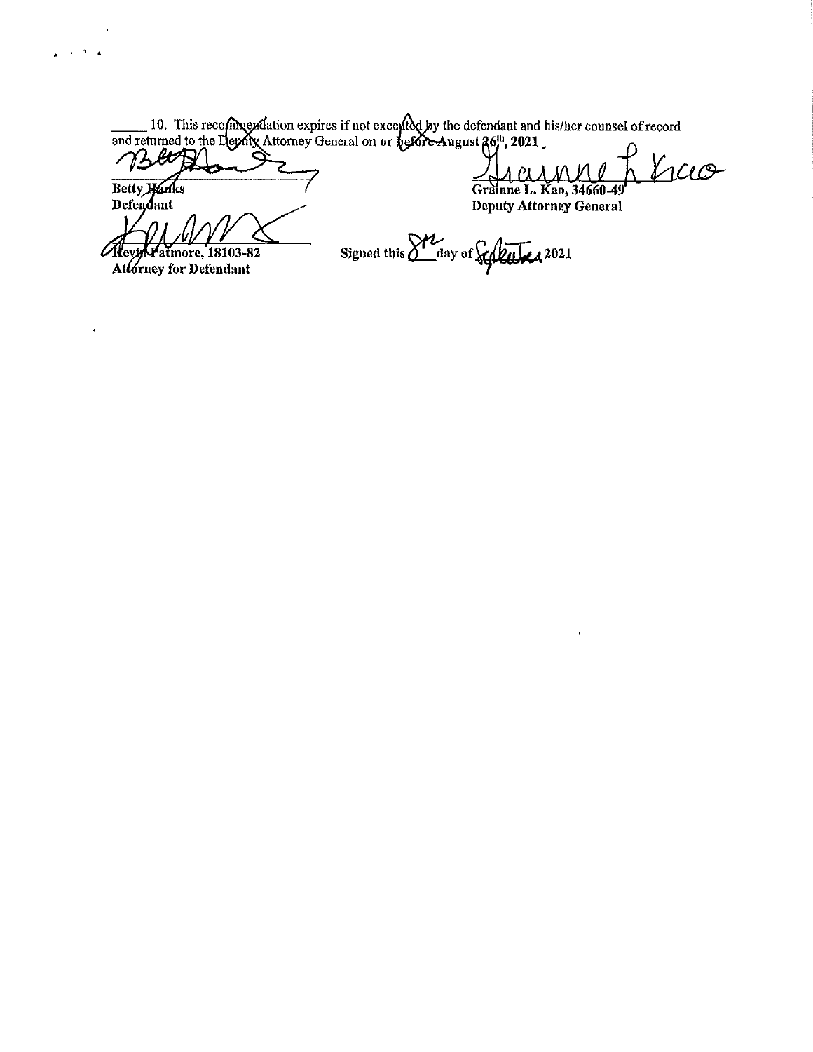_____ 10. This recommendation expires if not executed by the defendant and his/her counsel of record and returned to the Deputy Attorney General on or before August 26th, 2021.

Betty Hanks
Defendant

Kevin Patmore, 18103-82
Attorney for Defendant

Grainne L. Kao, 34660-49
Deputy Attorney General

Signed this 8th day of September 2021